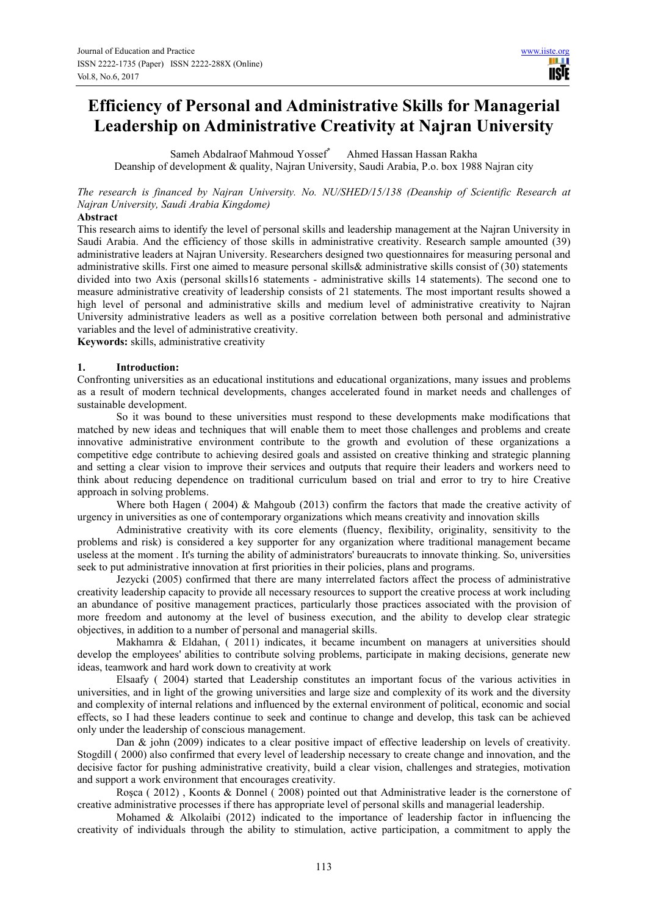# Efficiency of Personal and Administrative Skills for Managerial Leadership on Administrative Creativity at Najran University

Sameh Abdalraof Mahmoud Yossef* Ahmed Hassan Hassan Rakha

Deanship of development & quality, Najran University, Saudi Arabia, P.o. box 1988 Najran city

*The research is financed by Najran University. No. NU/SHED/15/138 (Deanship of Scientific Research at Najran University, Saudi Arabia Kingdome)*

**Abstract**

This research aims to identify the level of personal skills and leadership management at the Najran University in Saudi Arabia. And the efficiency of those skills in administrative creativity. Research sample amounted (39) administrative leaders at Najran University. Researchers designed two questionnaires for measuring personal and administrative skills. First one aimed to measure personal skills& administrative skills consist of (30) statements divided into two Axis (personal skills16 statements - administrative skills 14 statements). The second one to measure administrative creativity of leadership consists of 21 statements. The most important results showed a high level of personal and administrative skills and medium level of administrative creativity to Najran University administrative leaders as well as a positive correlation between both personal and administrative variables and the level of administrative creativity.

**Keywords:** skills, administrative creativity

## 1. Introduction:

Confronting universities as an educational institutions and educational organizations, many issues and problems as a result of modern technical developments, changes accelerated found in market needs and challenges of sustainable development.

So it was bound to these universities must respond to these developments make modifications that matched by new ideas and techniques that will enable them to meet those challenges and problems and create innovative administrative environment contribute to the growth and evolution of these organizations a competitive edge contribute to achieving desired goals and assisted on creative thinking and strategic planning and setting a clear vision to improve their services and outputs that require their leaders and workers need to think about reducing dependence on traditional curriculum based on trial and error to try to hire Creative approach in solving problems.

Where both Hagen ( 2004) & Mahgoub (2013) confirm the factors that made the creative activity of urgency in universities as one of contemporary organizations which means creativity and innovation skills

Administrative creativity with its core elements (fluency, flexibility, originality, sensitivity to the problems and risk) is considered a key supporter for any organization where traditional management became useless at the moment . It's turning the ability of administrators' bureaucrats to innovate thinking. So, universities seek to put administrative innovation at first priorities in their policies, plans and programs.

Jezycki (2005) confirmed that there are many interrelated factors affect the process of administrative creativity leadership capacity to provide all necessary resources to support the creative process at work including an abundance of positive management practices, particularly those practices associated with the provision of more freedom and autonomy at the level of business execution, and the ability to develop clear strategic objectives, in addition to a number of personal and managerial skills.

Makhamra & Eldahan, ( 2011) indicates, it became incumbent on managers at universities should develop the employees' abilities to contribute solving problems, participate in making decisions, generate new ideas, teamwork and hard work down to creativity at work

Elsaafy ( 2004) started that Leadership constitutes an important focus of the various activities in universities, and in light of the growing universities and large size and complexity of its work and the diversity and complexity of internal relations and influenced by the external environment of political, economic and social effects, so I had these leaders continue to seek and continue to change and develop, this task can be achieved only under the leadership of conscious management.

Dan & john (2009) indicates to a clear positive impact of effective leadership on levels of creativity. Stogdill ( 2000) also confirmed that every level of leadership necessary to create change and innovation, and the decisive factor for pushing administrative creativity, build a clear vision, challenges and strategies, motivation and support a work environment that encourages creativity.

Roşca ( 2012) , Koonts & Donnel ( 2008) pointed out that Administrative leader is the cornerstone of creative administrative processes if there has appropriate level of personal skills and managerial leadership.

Mohamed & Alkolaibi (2012) indicated to the importance of leadership factor in influencing the creativity of individuals through the ability to stimulation, active participation, a commitment to apply the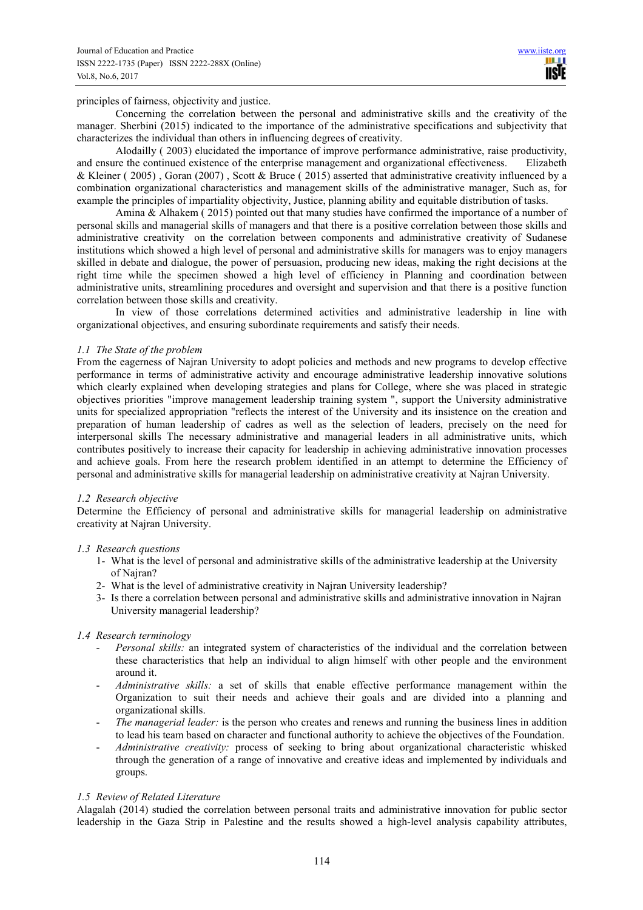principles of fairness, objectivity and justice.

Concerning the correlation between the personal and administrative skills and the creativity of the manager. Sherbini (2015) indicated to the importance of the administrative specifications and subjectivity that characterizes the individual than others in influencing degrees of creativity.

Alodailly ( 2003) elucidated the importance of improve performance administrative, raise productivity, and ensure the continued existence of the enterprise management and organizational effectiveness. Elizabeth & Kleiner ( 2005) , Goran (2007) , Scott & Bruce ( 2015) asserted that administrative creativity influenced by a combination organizational characteristics and management skills of the administrative manager, Such as, for example the principles of impartiality objectivity, Justice, planning ability and equitable distribution of tasks.

Amina & Alhakem ( 2015) pointed out that many studies have confirmed the importance of a number of personal skills and managerial skills of managers and that there is a positive correlation between those skills and administrative creativity on the correlation between components and administrative creativity of Sudanese institutions which showed a high level of personal and administrative skills for managers was to enjoy managers skilled in debate and dialogue, the power of persuasion, producing new ideas, making the right decisions at the right time while the specimen showed a high level of efficiency in Planning and coordination between administrative units, streamlining procedures and oversight and supervision and that there is a positive function correlation between those skills and creativity.

In view of those correlations determined activities and administrative leadership in line with organizational objectives, and ensuring subordinate requirements and satisfy their needs.

### *1.1 The State of the problem*

From the eagerness of Najran University to adopt policies and methods and new programs to develop effective performance in terms of administrative activity and encourage administrative leadership innovative solutions which clearly explained when developing strategies and plans for College, where she was placed in strategic objectives priorities "improve management leadership training system ", support the University administrative units for specialized appropriation "reflects the interest of the University and its insistence on the creation and preparation of human leadership of cadres as well as the selection of leaders, precisely on the need for interpersonal skills The necessary administrative and managerial leaders in all administrative units, which contributes positively to increase their capacity for leadership in achieving administrative innovation processes and achieve goals. From here the research problem identified in an attempt to determine the Efficiency of personal and administrative skills for managerial leadership on administrative creativity at Najran University.

### *1.2 Research objective*

Determine the Efficiency of personal and administrative skills for managerial leadership on administrative creativity at Najran University.

### *1.3 Research questions*

1- What is the level of personal and administrative skills of the administrative leadership at the University of Najran?
2- What is the level of administrative creativity in Najran University leadership?
3- Is there a correlation between personal and administrative skills and administrative innovation in Najran University managerial leadership?

### *1.4 Research terminology*

- *Personal skills:* an integrated system of characteristics of the individual and the correlation between these characteristics that help an individual to align himself with other people and the environment around it.
- *Administrative skills:* a set of skills that enable effective performance management within the Organization to suit their needs and achieve their goals and are divided into a planning and organizational skills.
- *The managerial leader:* is the person who creates and renews and running the business lines in addition to lead his team based on character and functional authority to achieve the objectives of the Foundation.
- *Administrative creativity:* process of seeking to bring about organizational characteristic whisked through the generation of a range of innovative and creative ideas and implemented by individuals and groups.

### *1.5 Review of Related Literature*

Alagalah (2014) studied the correlation between personal traits and administrative innovation for public sector leadership in the Gaza Strip in Palestine and the results showed a high-level analysis capability attributes,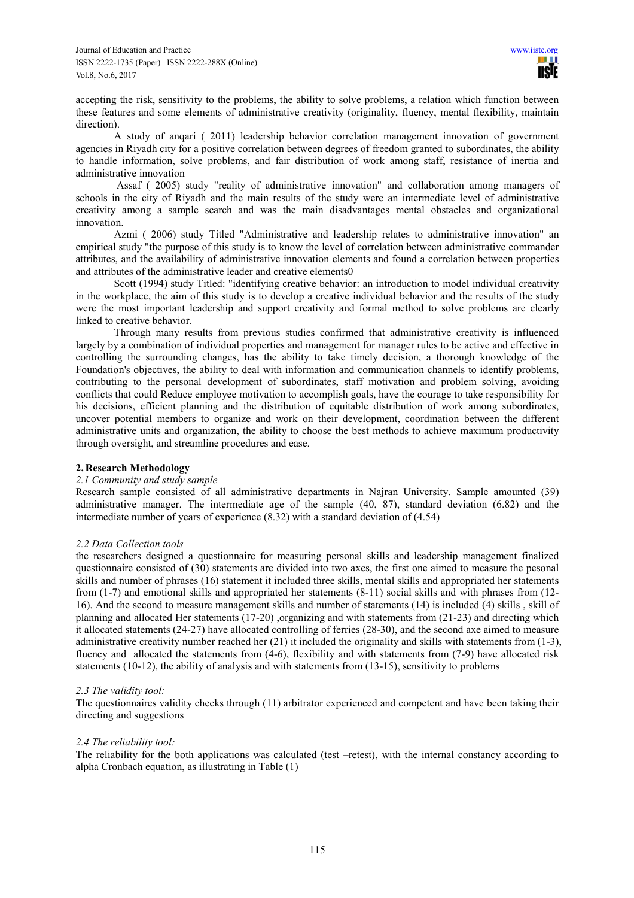accepting the risk, sensitivity to the problems, the ability to solve problems, a relation which function between these features and some elements of administrative creativity (originality, fluency, mental flexibility, maintain direction).

A study of anqari ( 2011) leadership behavior correlation management innovation of government agencies in Riyadh city for a positive correlation between degrees of freedom granted to subordinates, the ability to handle information, solve problems, and fair distribution of work among staff, resistance of inertia and administrative innovation

Assaf ( 2005) study "reality of administrative innovation" and collaboration among managers of schools in the city of Riyadh and the main results of the study were an intermediate level of administrative creativity among a sample search and was the main disadvantages mental obstacles and organizational innovation.

Azmi ( 2006) study Titled "Administrative and leadership relates to administrative innovation" an empirical study "the purpose of this study is to know the level of correlation between administrative commander attributes, and the availability of administrative innovation elements and found a correlation between properties and attributes of the administrative leader and creative elements0

Scott (1994) study Titled: "identifying creative behavior: an introduction to model individual creativity in the workplace, the aim of this study is to develop a creative individual behavior and the results of the study were the most important leadership and support creativity and formal method to solve problems are clearly linked to creative behavior.

Through many results from previous studies confirmed that administrative creativity is influenced largely by a combination of individual properties and management for manager rules to be active and effective in controlling the surrounding changes, has the ability to take timely decision, a thorough knowledge of the Foundation's objectives, the ability to deal with information and communication channels to identify problems, contributing to the personal development of subordinates, staff motivation and problem solving, avoiding conflicts that could Reduce employee motivation to accomplish goals, have the courage to take responsibility for his decisions, efficient planning and the distribution of equitable distribution of work among subordinates, uncover potential members to organize and work on their development, coordination between the different administrative units and organization, the ability to choose the best methods to achieve maximum productivity through oversight, and streamline procedures and ease.

## 2. Research Methodology

### *2.1 Community and study sample*

Research sample consisted of all administrative departments in Najran University. Sample amounted (39) administrative manager. The intermediate age of the sample (40, 87), standard deviation (6.82) and the intermediate number of years of experience (8.32) with a standard deviation of (4.54)

### *2.2 Data Collection tools*

the researchers designed a questionnaire for measuring personal skills and leadership management finalized questionnaire consisted of (30) statements are divided into two axes, the first one aimed to measure the pesonal skills and number of phrases (16) statement it included three skills, mental skills and appropriated her statements from (1-7) and emotional skills and appropriated her statements (8-11) social skills and with phrases from (12-16). And the second to measure management skills and number of statements (14) is included (4) skills , skill of planning and allocated Her statements (17-20) ,organizing and with statements from (21-23) and directing which it allocated statements (24-27) have allocated controlling of ferries (28-30), and the second axe aimed to measure administrative creativity number reached her (21) it included the originality and skills with statements from (1-3), fluency and allocated the statements from (4-6), flexibility and with statements from (7-9) have allocated risk statements (10-12), the ability of analysis and with statements from (13-15), sensitivity to problems

### *2.3 The validity tool:*

The questionnaires validity checks through (11) arbitrator experienced and competent and have been taking their directing and suggestions

### *2.4 The reliability tool:*

The reliability for the both applications was calculated (test –retest), with the internal constancy according to alpha Cronbach equation, as illustrating in Table (1)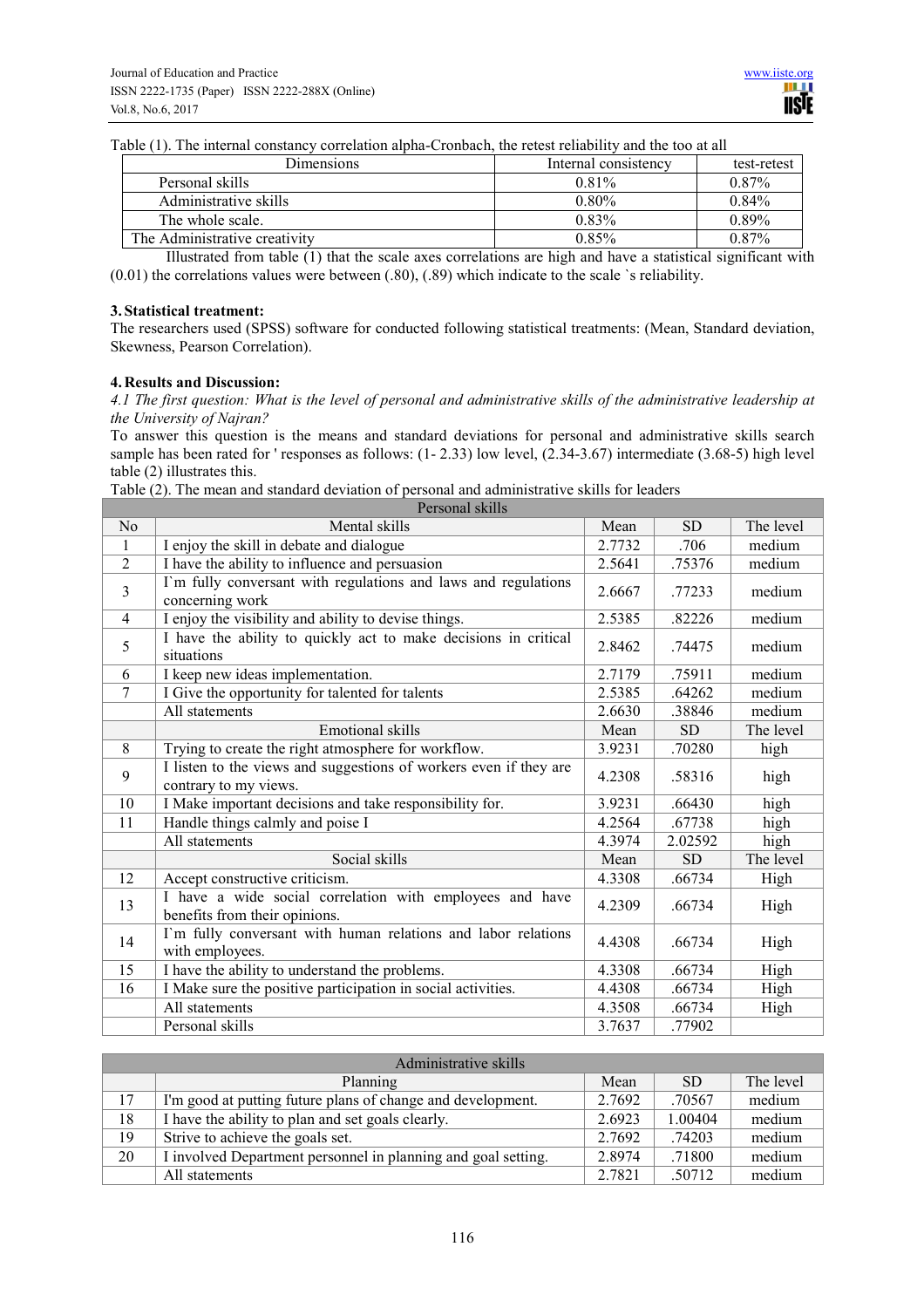Table (1). The internal constancy correlation alpha-Cronbach, the retest reliability and the too at all

| Dimensions | Internal consistency | test-retest |
|---|---|---|
| Personal skills | 0.81% | 0.87% |
| Administrative skills | 0.80% | 0.84% |
| The whole scale. | 0.83% | 0.89% |
| The Administrative creativity | 0.85% | 0.87% |

Illustrated from table (1) that the scale axes correlations are high and have a statistical significant with (0.01) the correlations values were between (.80), (.89) which indicate to the scale `s reliability.

### 3. Statistical treatment:

The researchers used (SPSS) software for conducted following statistical treatments: (Mean, Standard deviation, Skewness, Pearson Correlation).

### 4. Results and Discussion:

*4.1 The first question: What is the level of personal and administrative skills of the administrative leadership at the University of Najran?*

To answer this question is the means and standard deviations for personal and administrative skills search sample has been rated for ' responses as follows: (1- 2.33) low level, (2.34-3.67) intermediate (3.68-5) high level table (2) illustrates this.

Table (2). The mean and standard deviation of personal and administrative skills for leaders

| | Personal skills | | | |
|---|---|---|---|---|
| No | Mental skills | Mean | SD | The level |
| 1 | I enjoy the skill in debate and dialogue | 2.7732 | .706 | medium |
| 2 | I have the ability to influence and persuasion | 2.5641 | .75376 | medium |
| 3 | I`m fully conversant with regulations and laws and regulations concerning work | 2.6667 | .77233 | medium |
| 4 | I enjoy the visibility and ability to devise things. | 2.5385 | .82226 | medium |
| 5 | I have the ability to quickly act to make decisions in critical situations | 2.8462 | .74475 | medium |
| 6 | I keep new ideas implementation. | 2.7179 | .75911 | medium |
| 7 | I Give the opportunity for talented for talents | 2.5385 | .64262 | medium |
| | All statements | 2.6630 | .38846 | medium |
| | Emotional skills | Mean | SD | The level |
| 8 | Trying to create the right atmosphere for workflow. | 3.9231 | .70280 | high |
| 9 | I listen to the views and suggestions of workers even if they are contrary to my views. | 4.2308 | .58316 | high |
| 10 | I Make important decisions and take responsibility for. | 3.9231 | .66430 | high |
| 11 | Handle things calmly and poise I | 4.2564 | .67738 | high |
| | All statements | 4.3974 | 2.02592 | high |
| | Social skills | Mean | SD | The level |
| 12 | Accept constructive criticism. | 4.3308 | .66734 | High |
| 13 | I have a wide social correlation with employees and have benefits from their opinions. | 4.2309 | .66734 | High |
| 14 | I`m fully conversant with human relations and labor relations with employees. | 4.4308 | .66734 | High |
| 15 | I have the ability to understand the problems. | 4.3308 | .66734 | High |
| 16 | I Make sure the positive participation in social activities. | 4.4308 | .66734 | High |
| | All statements | 4.3508 | .66734 | High |
| | Personal skills | 3.7637 | .77902 | |

| | Administrative skills | | | |
|---|---|---|---|---|
| | Planning | Mean | SD | The level |
| 17 | I'm good at putting future plans of change and development. | 2.7692 | .70567 | medium |
| 18 | I have the ability to plan and set goals clearly. | 2.6923 | 1.00404 | medium |
| 19 | Strive to achieve the goals set. | 2.7692 | .74203 | medium |
| 20 | I involved Department personnel in planning and goal setting. | 2.8974 | .71800 | medium |
| | All statements | 2.7821 | .50712 | medium |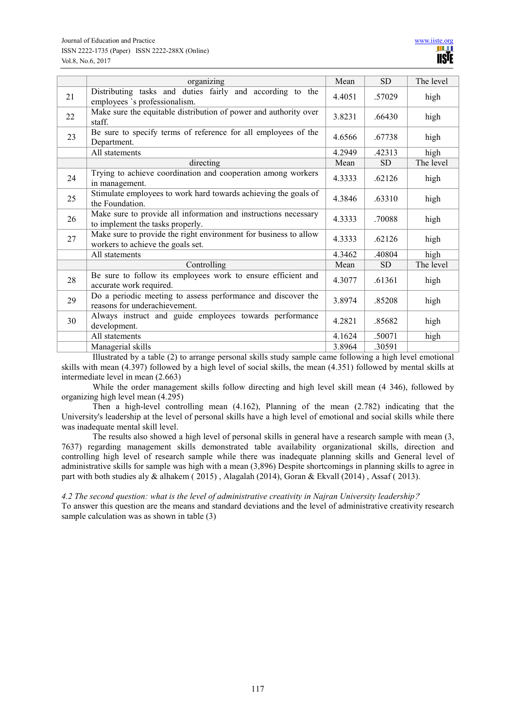| | organizing | Mean | SD | The level |
|---|---|---|---|---|
| 21 | Distributing tasks and duties fairly and according to the employees `s professionalism. | 4.4051 | .57029 | high |
| 22 | Make sure the equitable distribution of power and authority over staff. | 3.8231 | .66430 | high |
| 23 | Be sure to specify terms of reference for all employees of the Department. | 4.6566 | .67738 | high |
| | All statements | 4.2949 | .42313 | high |
| | directing | Mean | SD | The level |
| 24 | Trying to achieve coordination and cooperation among workers in management. | 4.3333 | .62126 | high |
| 25 | Stimulate employees to work hard towards achieving the goals of the Foundation. | 4.3846 | .63310 | high |
| 26 | Make sure to provide all information and instructions necessary to implement the tasks properly. | 4.3333 | .70088 | high |
| 27 | Make sure to provide the right environment for business to allow workers to achieve the goals set. | 4.3333 | .62126 | high |
| | All statements | 4.3462 | .40804 | high |
| | Controlling | Mean | SD | The level |
| 28 | Be sure to follow its employees work to ensure efficient and accurate work required. | 4.3077 | .61361 | high |
| 29 | Do a periodic meeting to assess performance and discover the reasons for underachievement. | 3.8974 | .85208 | high |
| 30 | Always instruct and guide employees towards performance development. | 4.2821 | .85682 | high |
| | All statements | 4.1624 | .50071 | high |
| | Managerial skills | 3.8964 | .30591 | |

Illustrated by a table (2) to arrange personal skills study sample came following a high level emotional skills with mean (4.397) followed by a high level of social skills, the mean (4.351) followed by mental skills at intermediate level in mean (2.663)

While the order management skills follow directing and high level skill mean (4 346), followed by organizing high level mean (4.295)

Then a high-level controlling mean (4.162), Planning of the mean (2.782) indicating that the University's leadership at the level of personal skills have a high level of emotional and social skills while there was inadequate mental skill level.

The results also showed a high level of personal skills in general have a research sample with mean (3, 7637) regarding management skills demonstrated table availability organizational skills, direction and controlling high level of research sample while there was inadequate planning skills and General level of administrative skills for sample was high with a mean (3,896) Despite shortcomings in planning skills to agree in part with both studies aly & alhakem ( 2015) , Alagalah (2014), Goran & Ekvall (2014) , Assaf ( 2013).

*4.2 The second question: what is the level of administrative creativity in Najran University leadership?*

To answer this question are the means and standard deviations and the level of administrative creativity research sample calculation was as shown in table (3)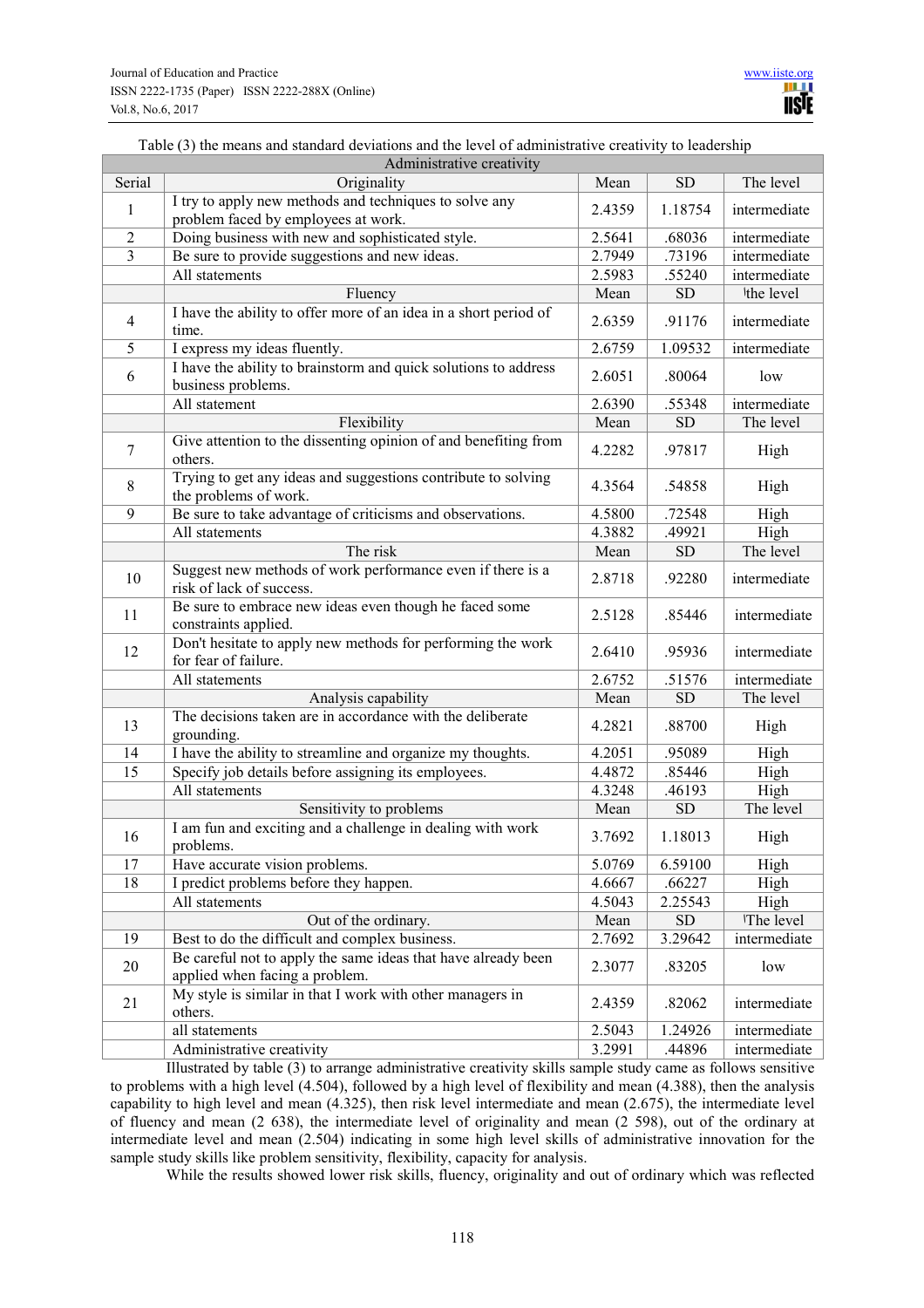Table (3) the means and standard deviations and the level of administrative creativity to leadership

| Administrative creativity | | | | |
|---|---|---|---|---|
| Serial | Originality | Mean | SD | The level |
| 1 | I try to apply new methods and techniques to solve any problem faced by employees at work. | 2.4359 | 1.18754 | intermediate |
| 2 | Doing business with new and sophisticated style. | 2.5641 | .68036 | intermediate |
| 3 | Be sure to provide suggestions and new ideas. | 2.7949 | .73196 | intermediate |
| | All statements | 2.5983 | .55240 | intermediate |
| | Fluency | Mean | SD | the level |
| 4 | I have the ability to offer more of an idea in a short period of time. | 2.6359 | .91176 | intermediate |
| 5 | I express my ideas fluently. | 2.6759 | 1.09532 | intermediate |
| 6 | I have the ability to brainstorm and quick solutions to address business problems. | 2.6051 | .80064 | low |
| | All statement | 2.6390 | .55348 | intermediate |
| | Flexibility | Mean | SD | The level |
| 7 | Give attention to the dissenting opinion of and benefiting from others. | 4.2282 | .97817 | High |
| 8 | Trying to get any ideas and suggestions contribute to solving the problems of work. | 4.3564 | .54858 | High |
| 9 | Be sure to take advantage of criticisms and observations. | 4.5800 | .72548 | High |
| | All statements | 4.3882 | .49921 | High |
| | The risk | Mean | SD | The level |
| 10 | Suggest new methods of work performance even if there is a risk of lack of success. | 2.8718 | .92280 | intermediate |
| 11 | Be sure to embrace new ideas even though he faced some constraints applied. | 2.5128 | .85446 | intermediate |
| 12 | Don't hesitate to apply new methods for performing the work for fear of failure. | 2.6410 | .95936 | intermediate |
| | All statements | 2.6752 | .51576 | intermediate |
| | Analysis capability | Mean | SD | The level |
| 13 | The decisions taken are in accordance with the deliberate grounding. | 4.2821 | .88700 | High |
| 14 | I have the ability to streamline and organize my thoughts. | 4.2051 | .95089 | High |
| 15 | Specify job details before assigning its employees. | 4.4872 | .85446 | High |
| | All statements | 4.3248 | .46193 | High |
| | Sensitivity to problems | Mean | SD | The level |
| 16 | I am fun and exciting and a challenge in dealing with work problems. | 3.7692 | 1.18013 | High |
| 17 | Have accurate vision problems. | 5.0769 | 6.59100 | High |
| 18 | I predict problems before they happen. | 4.6667 | .66227 | High |
| | All statements | 4.5043 | 2.25543 | High |
| | Out of the ordinary. | Mean | SD | The level |
| 19 | Best to do the difficult and complex business. | 2.7692 | 3.29642 | intermediate |
| 20 | Be careful not to apply the same ideas that have already been applied when facing a problem. | 2.3077 | .83205 | low |
| 21 | My style is similar in that I work with other managers in others. | 2.4359 | .82062 | intermediate |
| | all statements | 2.5043 | 1.24926 | intermediate |
| | Administrative creativity | 3.2991 | .44896 | intermediate |

Illustrated by table (3) to arrange administrative creativity skills sample study came as follows sensitive to problems with a high level (4.504), followed by a high level of flexibility and mean (4.388), then the analysis capability to high level and mean (4.325), then risk level intermediate and mean (2.675), the intermediate level of fluency and mean (2 638), the intermediate level of originality and mean (2 598), out of the ordinary at intermediate level and mean (2.504) indicating in some high level skills of administrative innovation for the sample study skills like problem sensitivity, flexibility, capacity for analysis.

While the results showed lower risk skills, fluency, originality and out of ordinary which was reflected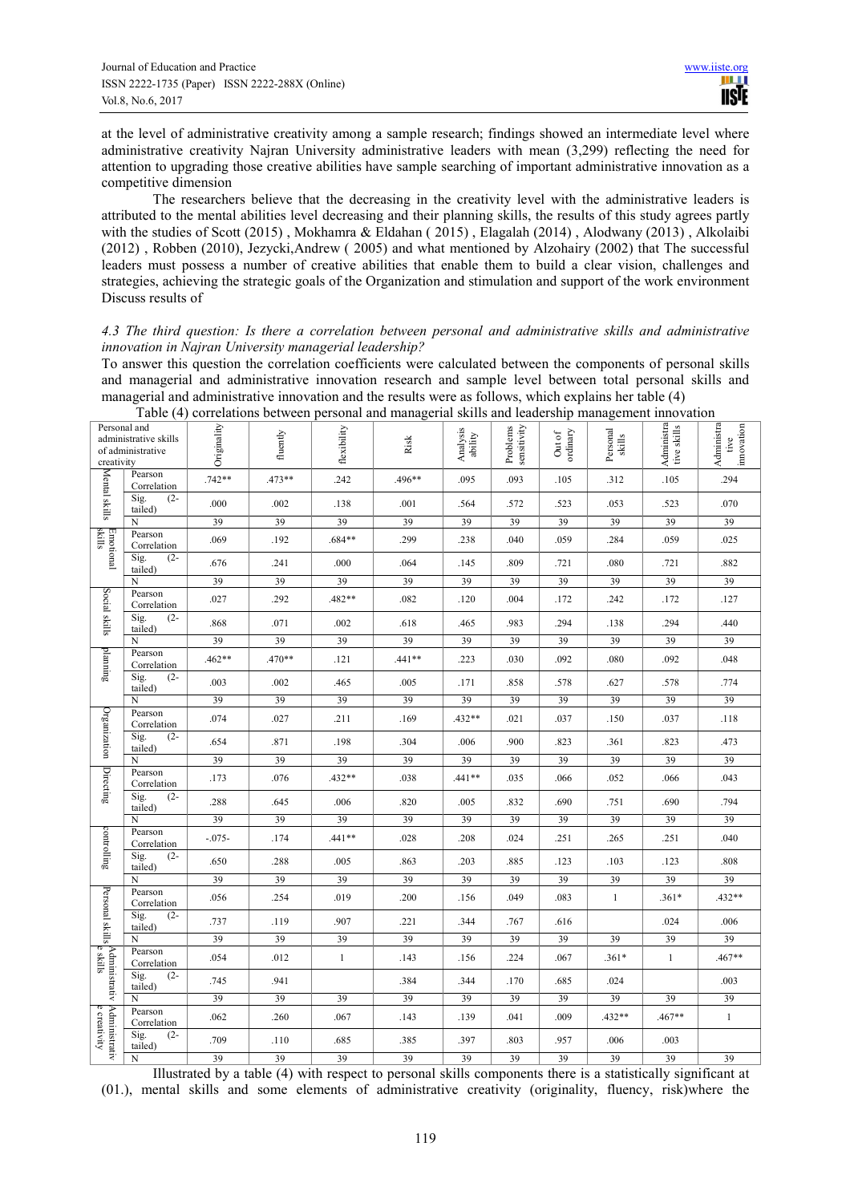at the level of administrative creativity among a sample research; findings showed an intermediate level where administrative creativity Najran University administrative leaders with mean (3,299) reflecting the need for attention to upgrading those creative abilities have sample searching of important administrative innovation as a competitive dimension

The researchers believe that the decreasing in the creativity level with the administrative leaders is attributed to the mental abilities level decreasing and their planning skills, the results of this study agrees partly with the studies of Scott (2015) , Mokhamra & Eldahan ( 2015) , Elagalah (2014) , Alodwany (2013) , Alkolaibi (2012) , Robben (2010), Jezycki,Andrew ( 2005) and what mentioned by Alzohairy (2002) that The successful leaders must possess a number of creative abilities that enable them to build a clear vision, challenges and strategies, achieving the strategic goals of the Organization and stimulation and support of the work environment Discuss results of

*4.3 The third question: Is there a correlation between personal and administrative skills and administrative innovation in Najran University managerial leadership?*

To answer this question the correlation coefficients were calculated between the components of personal skills and managerial and administrative innovation research and sample level between total personal skills and managerial and administrative innovation and the results were as follows, which explains her table (4)

Table (4) correlations between personal and managerial skills and leadership management innovation

| Personal and administrative skills of administrative creativity | | Originality | fluently | flexibility | Risk | Analysis ability | Problems sensitivity | Out of ordinary | Personal skills | Administrative skills | Administrative innovation |
|---|---|---|---|---|---|---|---|---|---|---|---|
| Mental skills | Pearson Correlation | .742** | .473** | .242 | .496** | .095 | .093 | .105 | .312 | .105 | .294 |
| | Sig. (2-tailed) | .000 | .002 | .138 | .001 | .564 | .572 | .523 | .053 | .523 | .070 |
| | N | 39 | 39 | 39 | 39 | 39 | 39 | 39 | 39 | 39 | 39 |
| Emotional skills | Pearson Correlation | .069 | .192 | .684** | .299 | .238 | .040 | .059 | .284 | .059 | .025 |
| | Sig. (2-tailed) | .676 | .241 | .000 | .064 | .145 | .809 | .721 | .080 | .721 | .882 |
| | N | 39 | 39 | 39 | 39 | 39 | 39 | 39 | 39 | 39 | 39 |
| Social skills | Pearson Correlation | .027 | .292 | .482** | .082 | .120 | .004 | .172 | .242 | .172 | .127 |
| | Sig. (2-tailed) | .868 | .071 | .002 | .618 | .465 | .983 | .294 | .138 | .294 | .440 |
| | N | 39 | 39 | 39 | 39 | 39 | 39 | 39 | 39 | 39 | 39 |
| planning | Pearson Correlation | .462** | .470** | .121 | .441** | .223 | .030 | .092 | .080 | .092 | .048 |
| | Sig. (2-tailed) | .003 | .002 | .465 | .005 | .171 | .858 | .578 | .627 | .578 | .774 |
| | N | 39 | 39 | 39 | 39 | 39 | 39 | 39 | 39 | 39 | 39 |
| Organization | Pearson Correlation | .074 | .027 | .211 | .169 | .432** | .021 | .037 | .150 | .037 | .118 |
| | Sig. (2-tailed) | .654 | .871 | .198 | .304 | .006 | .900 | .823 | .361 | .823 | .473 |
| | N | 39 | 39 | 39 | 39 | 39 | 39 | 39 | 39 | 39 | 39 |
| Directing | Pearson Correlation | .173 | .076 | .432** | .038 | .441** | .035 | .066 | .052 | .066 | .043 |
| | Sig. (2-tailed) | .288 | .645 | .006 | .820 | .005 | .832 | .690 | .751 | .690 | .794 |
| | N | 39 | 39 | 39 | 39 | 39 | 39 | 39 | 39 | 39 | 39 |
| controlling | Pearson Correlation | -.075- | .174 | .441** | .028 | .208 | .024 | .251 | .265 | .251 | .040 |
| | Sig. (2-tailed) | .650 | .288 | .005 | .863 | .203 | .885 | .123 | .103 | .123 | .808 |
| | N | 39 | 39 | 39 | 39 | 39 | 39 | 39 | 39 | 39 | 39 |
| Personal skills | Pearson Correlation | .056 | .254 | .019 | .200 | .156 | .049 | .083 | 1 | .361* | .432** |
| | Sig. (2-tailed) | .737 | .119 | .907 | .221 | .344 | .767 | .616 | | .024 | .006 |
| | N | 39 | 39 | 39 | 39 | 39 | 39 | 39 | 39 | 39 | 39 |
| Administrative skills | Pearson Correlation | .054 | .012 | 1 | .143 | .156 | .224 | .067 | .361* | 1 | .467** |
| | Sig. (2-tailed) | .745 | .941 | | .384 | .344 | .170 | .685 | .024 | | .003 |
| | N | 39 | 39 | 39 | 39 | 39 | 39 | 39 | 39 | 39 | 39 |
| Administrative creativity | Pearson Correlation | .062 | .260 | .067 | .143 | .139 | .041 | .009 | .432** | .467** | 1 |
| | Sig. (2-tailed) | .709 | .110 | .685 | .385 | .397 | .803 | .957 | .006 | .003 | |
| | N | 39 | 39 | 39 | 39 | 39 | 39 | 39 | 39 | 39 | 39 |

Illustrated by a table (4) with respect to personal skills components there is a statistically significant at (01.), mental skills and some elements of administrative creativity (originality, fluency, risk)where the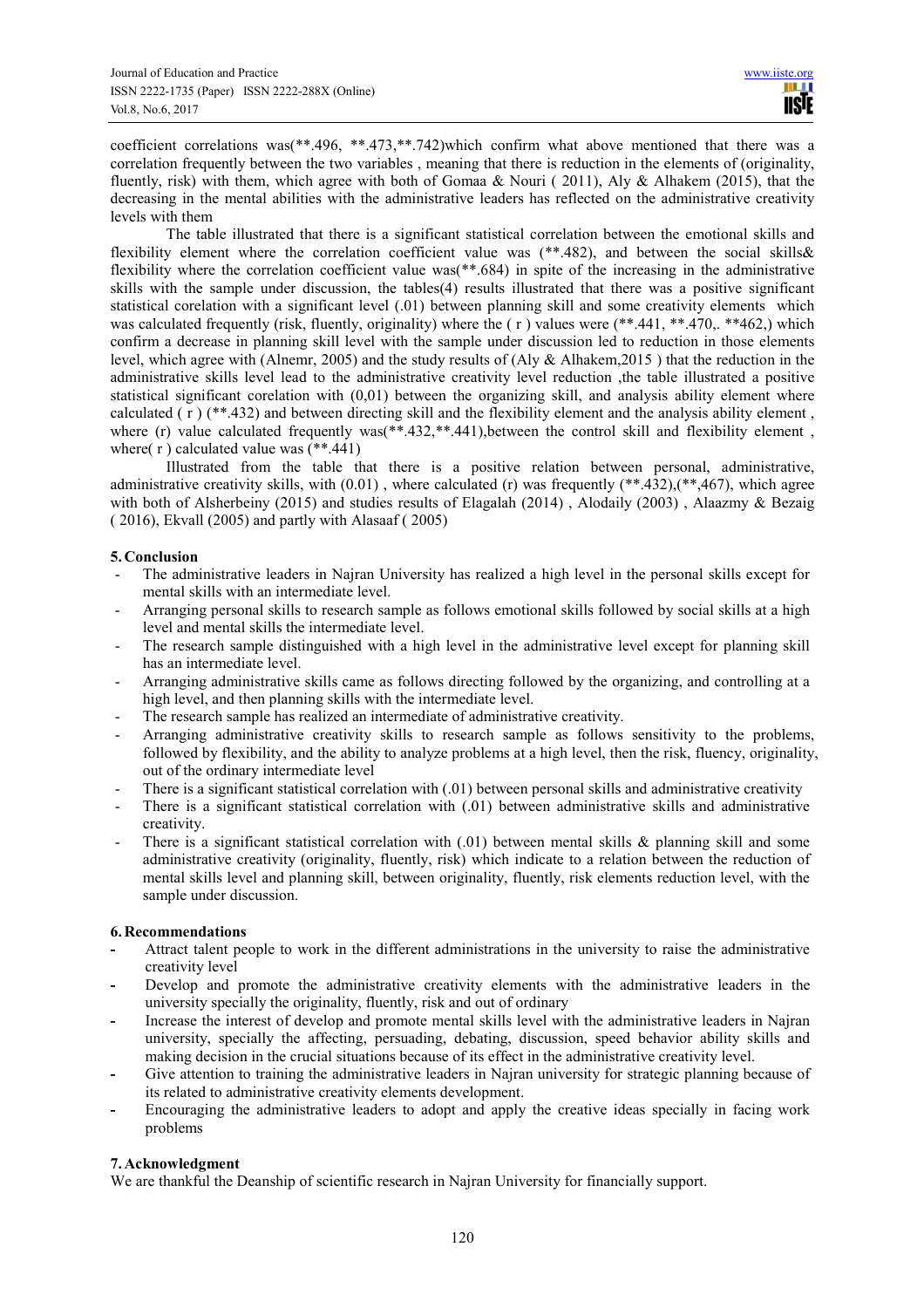coefficient correlations was(**.496, **.473,**.742)which confirm what above mentioned that there was a correlation frequently between the two variables , meaning that there is reduction in the elements of (originality, fluently, risk) with them, which agree with both of Gomaa & Nouri ( 2011), Aly & Alhakem (2015), that the decreasing in the mental abilities with the administrative leaders has reflected on the administrative creativity levels with them

The table illustrated that there is a significant statistical correlation between the emotional skills and flexibility element where the correlation coefficient value was (**.482), and between the social skills& flexibility where the correlation coefficient value was(**.684) in spite of the increasing in the administrative skills with the sample under discussion, the tables(4) results illustrated that there was a positive significant statistical corelation with a significant level (.01) between planning skill and some creativity elements which was calculated frequently (risk, fluently, originality) where the ( r ) values were (**.441, **.470,. **462,) which confirm a decrease in planning skill level with the sample under discussion led to reduction in those elements level, which agree with (Alnemr, 2005) and the study results of (Aly & Alhakem,2015 ) that the reduction in the administrative skills level lead to the administrative creativity level reduction ,the table illustrated a positive statistical significant corelation with (0,01) between the organizing skill, and analysis ability element where calculated ( r ) (**.432) and between directing skill and the flexibility element and the analysis ability element , where (r) value calculated frequently was(**.432,**.441),between the control skill and flexibility element , where( r ) calculated value was (**.441)

Illustrated from the table that there is a positive relation between personal, administrative, administrative creativity skills, with (0.01) , where calculated (r) was frequently (**.432),(**,467), which agree with both of Alsherbeiny (2015) and studies results of Elagalah (2014) , Alodaily (2003) , Alaazmy & Bezaig ( 2016), Ekvall (2005) and partly with Alasaaf ( 2005)

## 5. Conclusion

- The administrative leaders in Najran University has realized a high level in the personal skills except for mental skills with an intermediate level.
- Arranging personal skills to research sample as follows emotional skills followed by social skills at a high level and mental skills the intermediate level.
- The research sample distinguished with a high level in the administrative level except for planning skill has an intermediate level.
- Arranging administrative skills came as follows directing followed by the organizing, and controlling at a high level, and then planning skills with the intermediate level.
- The research sample has realized an intermediate of administrative creativity.
- Arranging administrative creativity skills to research sample as follows sensitivity to the problems, followed by flexibility, and the ability to analyze problems at a high level, then the risk, fluency, originality, out of the ordinary intermediate level
- There is a significant statistical correlation with (.01) between personal skills and administrative creativity
- There is a significant statistical correlation with (.01) between administrative skills and administrative creativity.
- There is a significant statistical correlation with (.01) between mental skills & planning skill and some administrative creativity (originality, fluently, risk) which indicate to a relation between the reduction of mental skills level and planning skill, between originality, fluently, risk elements reduction level, with the sample under discussion.

## 6. Recommendations

- Attract talent people to work in the different administrations in the university to raise the administrative creativity level
- Develop and promote the administrative creativity elements with the administrative leaders in the university specially the originality, fluently, risk and out of ordinary
- Increase the interest of develop and promote mental skills level with the administrative leaders in Najran university, specially the affecting, persuading, debating, discussion, speed behavior ability skills and making decision in the crucial situations because of its effect in the administrative creativity level.
- Give attention to training the administrative leaders in Najran university for strategic planning because of its related to administrative creativity elements development.
- Encouraging the administrative leaders to adopt and apply the creative ideas specially in facing work problems

## 7. Acknowledgment

We are thankful the Deanship of scientific research in Najran University for financially support.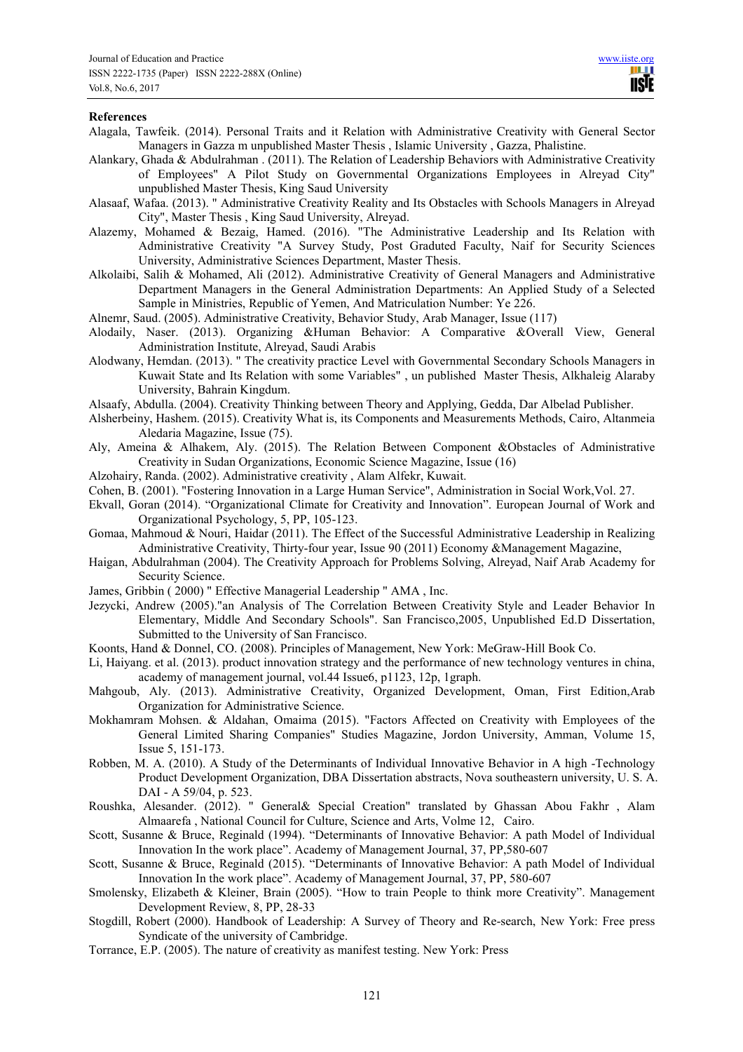**References**

Alagala, Tawfeik. (2014). Personal Traits and it Relation with Administrative Creativity with General Sector Managers in Gazza m unpublished Master Thesis , Islamic University , Gazza, Phalistine.

Alankary, Ghada & Abdulrahman . (2011). The Relation of Leadership Behaviors with Administrative Creativity of Employees" A Pilot Study on Governmental Organizations Employees in Alreyad City" unpublished Master Thesis, King Saud University

Alasaaf, Wafaa. (2013). " Administrative Creativity Reality and Its Obstacles with Schools Managers in Alreyad City", Master Thesis , King Saud University, Alreyad.

Alazemy, Mohamed & Bezaig, Hamed. (2016). "The Administrative Leadership and Its Relation with Administrative Creativity "A Survey Study, Post Graduted Faculty, Naif for Security Sciences University, Administrative Sciences Department, Master Thesis.

Alkolaibi, Salih & Mohamed, Ali (2012). Administrative Creativity of General Managers and Administrative Department Managers in the General Administration Departments: An Applied Study of a Selected Sample in Ministries, Republic of Yemen, And Matriculation Number: Ye 226.

Alnemr, Saud. (2005). Administrative Creativity, Behavior Study, Arab Manager, Issue (117)

Alodaily, Naser. (2013). Organizing &Human Behavior: A Comparative &Overall View, General Administration Institute, Alreyad, Saudi Arabis

Alodwany, Hemdan. (2013). " The creativity practice Level with Governmental Secondary Schools Managers in Kuwait State and Its Relation with some Variables" , un published Master Thesis, Alkhaleig Alaraby University, Bahrain Kingdum.

Alsaafy, Abdulla. (2004). Creativity Thinking between Theory and Applying, Gedda, Dar Albelad Publisher.

Alsherbeiny, Hashem. (2015). Creativity What is, its Components and Measurements Methods, Cairo, Altanmeia Aledaria Magazine, Issue (75).

Aly, Ameina & Alhakem, Aly. (2015). The Relation Between Component &Obstacles of Administrative Creativity in Sudan Organizations, Economic Science Magazine, Issue (16)

Alzohairy, Randa. (2002). Administrative creativity , Alam Alfekr, Kuwait.

Cohen, B. (2001). "Fostering Innovation in a Large Human Service", Administration in Social Work,Vol. 27.

Ekvall, Goran (2014). "Organizational Climate for Creativity and Innovation". European Journal of Work and Organizational Psychology, 5, PP, 105-123.

Gomaa, Mahmoud & Nouri, Haidar (2011). The Effect of the Successful Administrative Leadership in Realizing Administrative Creativity, Thirty-four year, Issue 90 (2011) Economy &Management Magazine,

Haigan, Abdulrahman (2004). The Creativity Approach for Problems Solving, Alreyad, Naif Arab Academy for Security Science.

James, Gribbin ( 2000) " Effective Managerial Leadership " AMA , Inc.

Jezycki, Andrew (2005)."an Analysis of The Correlation Between Creativity Style and Leader Behavior In Elementary, Middle And Secondary Schools". San Francisco,2005, Unpublished Ed.D Dissertation, Submitted to the University of San Francisco.

Koonts, Hand & Donnel, CO. (2008). Principles of Management, New York: MeGraw-Hill Book Co.

Li, Haiyang. et al. (2013). product innovation strategy and the performance of new technology ventures in china, academy of management journal, vol.44 Issue6, p1123, 12p, 1graph.

Mahgoub, Aly. (2013). Administrative Creativity, Organized Development, Oman, First Edition,Arab Organization for Administrative Science.

Mokhamram Mohsen. & Aldahan, Omaima (2015). "Factors Affected on Creativity with Employees of the General Limited Sharing Companies" Studies Magazine, Jordon University, Amman, Volume 15, Issue 5, 151-173.

Robben, M. A. (2010). A Study of the Determinants of Individual Innovative Behavior in A high -Technology Product Development Organization, DBA Dissertation abstracts, Nova southeastern university, U. S. A. DAI - A 59/04, p. 523.

Roushka, Alesander. (2012). " General& Special Creation" translated by Ghassan Abou Fakhr , Alam Almaarefa , National Council for Culture, Science and Arts, Volme 12, Cairo.

Scott, Susanne & Bruce, Reginald (1994). "Determinants of Innovative Behavior: A path Model of Individual Innovation In the work place". Academy of Management Journal, 37, PP,580-607

Scott, Susanne & Bruce, Reginald (2015). "Determinants of Innovative Behavior: A path Model of Individual Innovation In the work place". Academy of Management Journal, 37, PP, 580-607

Smolensky, Elizabeth & Kleiner, Brain (2005). "How to train People to think more Creativity". Management Development Review, 8, PP, 28-33

Stogdill, Robert (2000). Handbook of Leadership: A Survey of Theory and Re-search, New York: Free press Syndicate of the university of Cambridge.

Torrance, E.P. (2005). The nature of creativity as manifest testing. New York: Press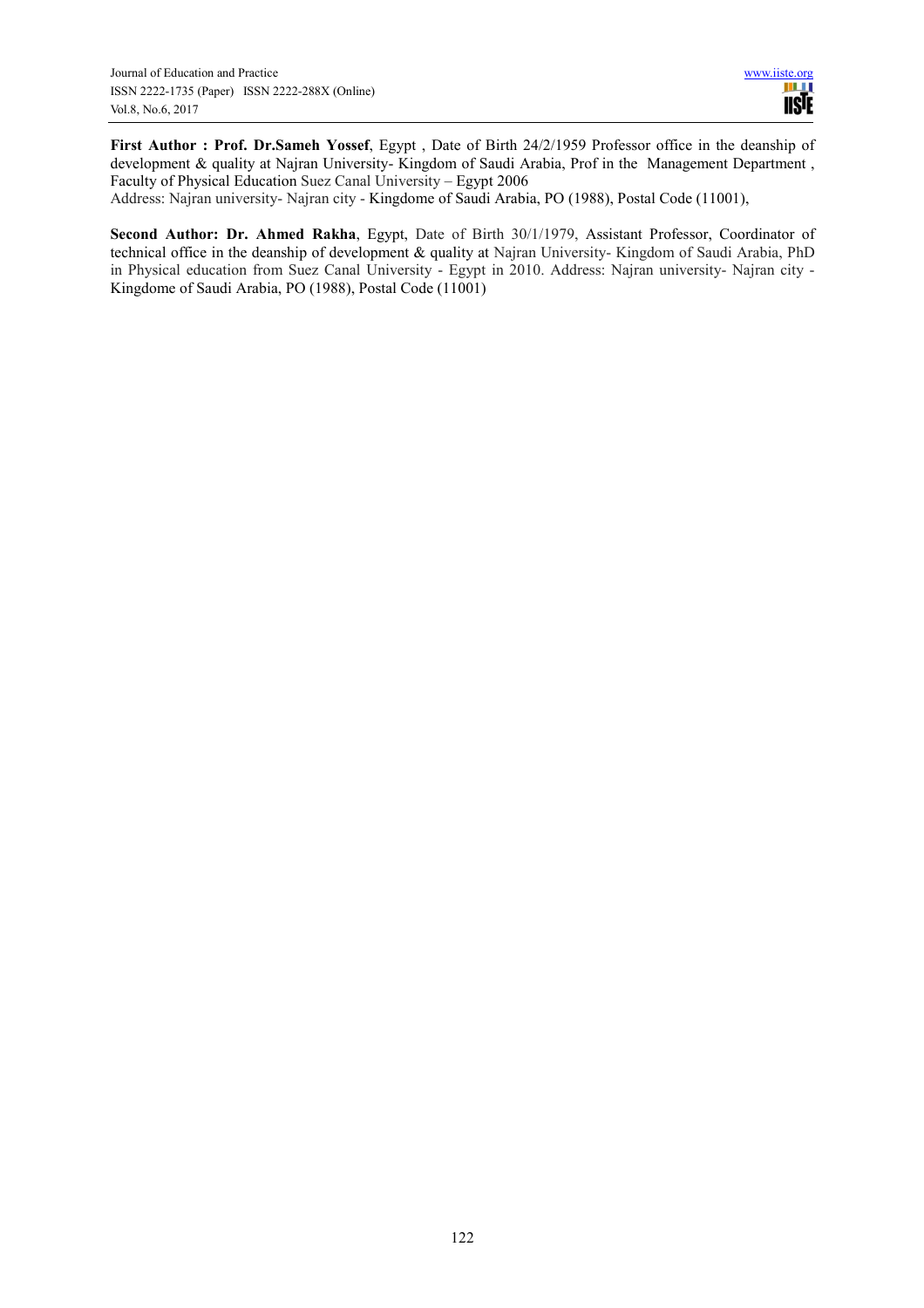**First Author : Prof. Dr.Sameh Yossef**, Egypt , Date of Birth 24/2/1959 Professor office in the deanship of development & quality at Najran University- Kingdom of Saudi Arabia, Prof in the Management Department , Faculty of Physical Education Suez Canal University – Egypt 2006
Address: Najran university- Najran city - Kingdome of Saudi Arabia, PO (1988), Postal Code (11001),

**Second Author: Dr. Ahmed Rakha**, Egypt, Date of Birth 30/1/1979, Assistant Professor, Coordinator of technical office in the deanship of development & quality at Najran University- Kingdom of Saudi Arabia, PhD in Physical education from Suez Canal University - Egypt in 2010. Address: Najran university- Najran city - Kingdome of Saudi Arabia, PO (1988), Postal Code (11001)